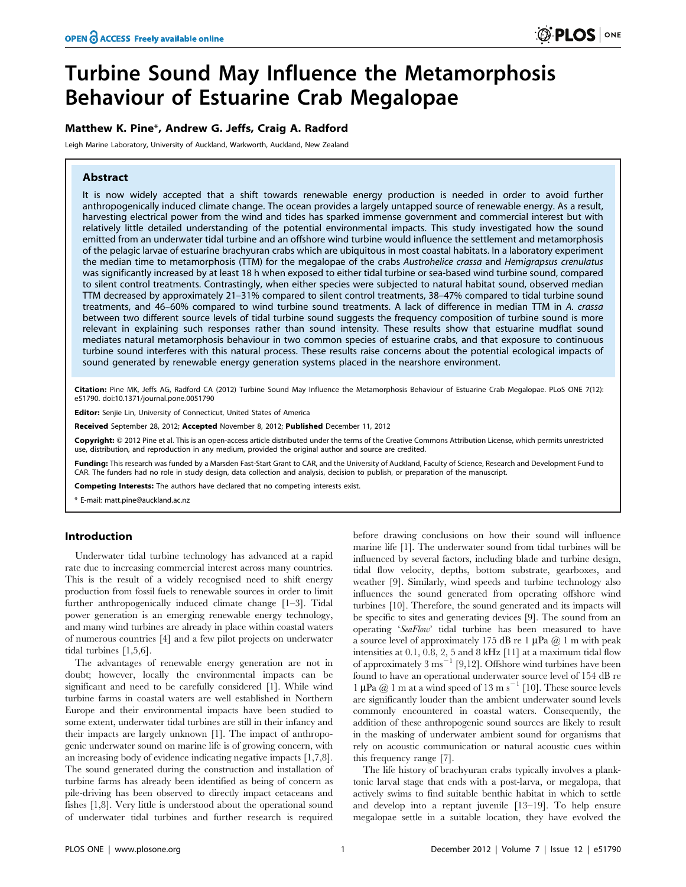# Turbine Sound May Influence the Metamorphosis Behaviour of Estuarine Crab Megalopae

**Matthew K. Pine\*, Andrew G. Jeffs, Craig A. Radford**

Leigh Marine Laboratory, University of Auckland, Warkworth, Auckland, New Zealand

## Abstract

It is now widely accepted that a shift towards renewable energy production is needed in order to avoid further anthropogenically induced climate change. The ocean provides a largely untapped source of renewable energy. As a result, harvesting electrical power from the wind and tides has sparked immense government and commercial interest but with relatively little detailed understanding of the potential environmental impacts. This study investigated how the sound emitted from an underwater tidal turbine and an offshore wind turbine would influence the settlement and metamorphosis of the pelagic larvae of estuarine brachyuran crabs which are ubiquitous in most coastal habitats. In a laboratory experiment the median time to metamorphosis (TTM) for the megalopae of the crabs *Austrohelice crassa* and *Hemigrapsus crenulatus* was significantly increased by at least 18 h when exposed to either tidal turbine or sea-based wind turbine sound, compared to silent control treatments. Contrastingly, when either species were subjected to natural habitat sound, observed median TTM decreased by approximately 21–31% compared to silent control treatments, 38–47% compared to tidal turbine sound treatments, and 46–60% compared to wind turbine sound treatments. A lack of difference in median TTM in *A. crassa* between two different source levels of tidal turbine sound suggests the frequency composition of turbine sound is more relevant in explaining such responses rather than sound intensity. These results show that estuarine mudflat sound mediates natural metamorphosis behaviour in two common species of estuarine crabs, and that exposure to continuous turbine sound interferes with this natural process. These results raise concerns about the potential ecological impacts of sound generated by renewable energy generation systems placed in the nearshore environment.

**Citation:** Pine MK, Jeffs AG, Radford CA (2012) Turbine Sound May Influence the Metamorphosis Behaviour of Estuarine Crab Megalopae. PLoS ONE 7(12): e51790. doi:10.1371/journal.pone.0051790

**Editor:** Senjie Lin, University of Connecticut, United States of America

**Received** September 28, 2012; **Accepted** November 8, 2012; **Published** December 11, 2012

**Copyright:** © 2012 Pine et al. This is an open-access article distributed under the terms of the Creative Commons Attribution License, which permits unrestricted use, distribution, and reproduction in any medium, provided the original author and source are credited.

**Funding:** This research was funded by a Marsden Fast-Start Grant to CAR, and the University of Auckland, Faculty of Science, Research and Development Fund to CAR. The funders had no role in study design, data collection and analysis, decision to publish, or preparation of the manuscript.

**Competing Interests:** The authors have declared that no competing interests exist.

\* E-mail: matt.pine@auckland.ac.nz

## Introduction

Underwater tidal turbine technology has advanced at a rapid rate due to increasing commercial interest across many countries. This is the result of a widely recognised need to shift energy production from fossil fuels to renewable sources in order to limit further anthropogenically induced climate change [1–3]. Tidal power generation is an emerging renewable energy technology, and many wind turbines are already in place within coastal waters of numerous countries [4] and a few pilot projects on underwater tidal turbines [1,5,6].

The advantages of renewable energy generation are not in doubt; however, locally the environmental impacts can be significant and need to be carefully considered [1]. While wind turbine farms in coastal waters are well established in Northern Europe and their environmental impacts have been studied to some extent, underwater tidal turbines are still in their infancy and their impacts are largely unknown [1]. The impact of anthropogenic underwater sound on marine life is of growing concern, with an increasing body of evidence indicating negative impacts [1,7,8]. The sound generated during the construction and installation of turbine farms has already been identified as being of concern as pile-driving has been observed to directly impact cetaceans and fishes [1,8]. Very little is understood about the operational sound of underwater tidal turbines and further research is required before drawing conclusions on how their sound will influence marine life [1]. The underwater sound from tidal turbines will be influenced by several factors, including blade and turbine design, tidal flow velocity, depths, bottom substrate, gearboxes, and weather [9]. Similarly, wind speeds and turbine technology also influences the sound generated from operating offshore wind turbines [10]. Therefore, the sound generated and its impacts will be specific to sites and generating devices [9]. The sound from an operating '*SeaFlow*' tidal turbine has been measured to have a source level of approximately 175 dB re 1 μPa @ 1 m with peak intensities at 0.1, 0.8, 2, 5 and 8 kHz [11] at a maximum tidal flow of approximately 3 $ms^{-1}$ [9,12]. Offshore wind turbines have been found to have an operational underwater source level of 154 dB re 1 μPa @ 1 m at a wind speed of 13 m $s^{-1}$ [10]. These source levels are significantly louder than the ambient underwater sound levels commonly encountered in coastal waters. Consequently, the addition of these anthropogenic sound sources are likely to result in the masking of underwater ambient sound for organisms that rely on acoustic communication or natural acoustic cues within this frequency range [7].

The life history of brachyuran crabs typically involves a planktonic larval stage that ends with a post-larva, or megalopa, that actively swims to find suitable benthic habitat in which to settle and develop into a reptant juvenile [13–19]. To help ensure megalopae settle in a suitable location, they have evolved the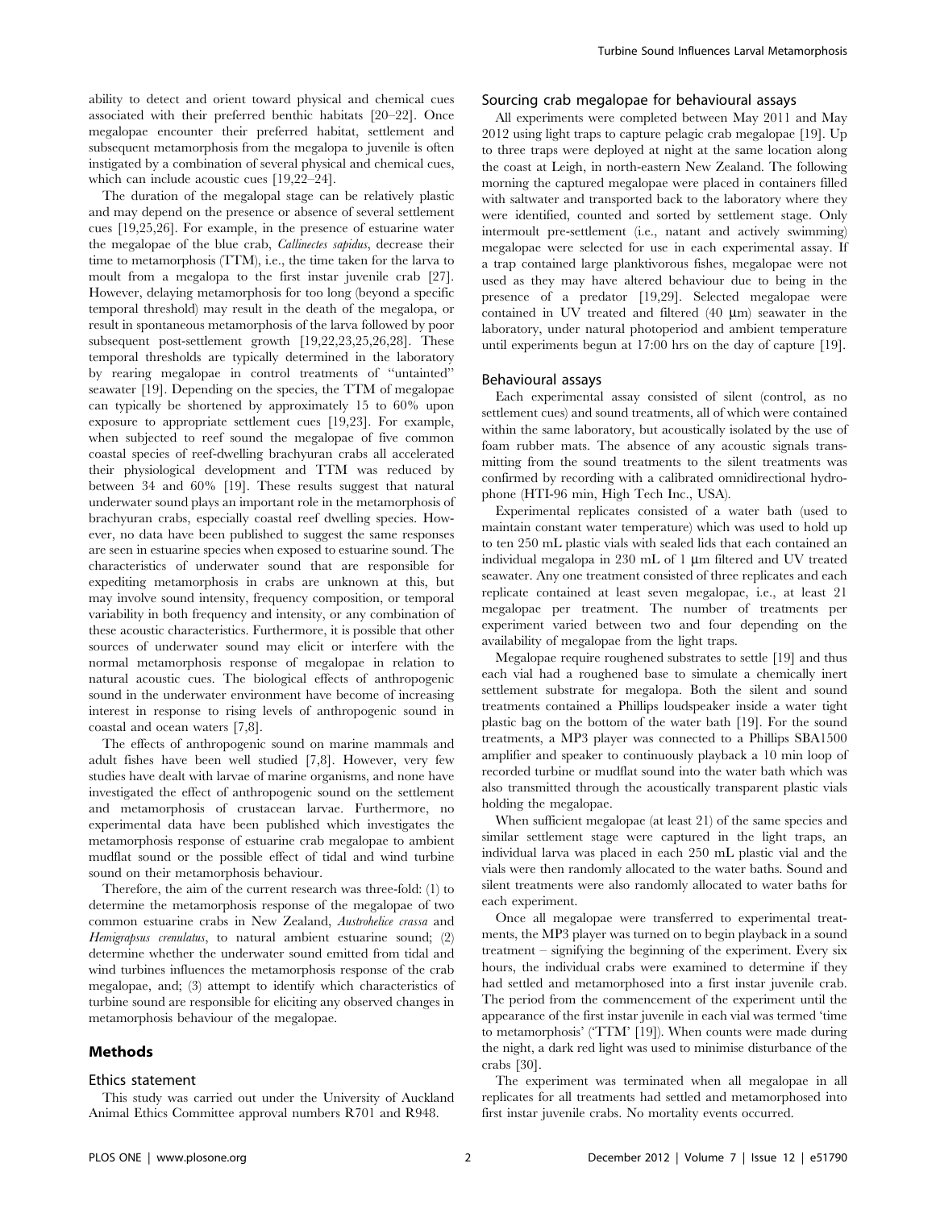ability to detect and orient toward physical and chemical cues associated with their preferred benthic habitats [20–22]. Once megalopae encounter their preferred habitat, settlement and subsequent metamorphosis from the megalopa to juvenile is often instigated by a combination of several physical and chemical cues, which can include acoustic cues [19,22–24].

The duration of the megalopal stage can be relatively plastic and may depend on the presence or absence of several settlement cues [19,25,26]. For example, in the presence of estuarine water the megalopae of the blue crab, *Callinectes sapidus*, decrease their time to metamorphosis (TTM), i.e., the time taken for the larva to moult from a megalopa to the first instar juvenile crab [27]. However, delaying metamorphosis for too long (beyond a specific temporal threshold) may result in the death of the megalopa, or result in spontaneous metamorphosis of the larva followed by poor subsequent post-settlement growth [19,22,23,25,26,28]. These temporal thresholds are typically determined in the laboratory by rearing megalopae in control treatments of "untainted" seawater [19]. Depending on the species, the TTM of megalopae can typically be shortened by approximately 15 to 60% upon exposure to appropriate settlement cues [19,23]. For example, when subjected to reef sound the megalopae of five common coastal species of reef-dwelling brachyuran crabs all accelerated their physiological development and TTM was reduced by between 34 and 60% [19]. These results suggest that natural underwater sound plays an important role in the metamorphosis of brachyuran crabs, especially coastal reef dwelling species. However, no data have been published to suggest the same responses are seen in estuarine species when exposed to estuarine sound. The characteristics of underwater sound that are responsible for expediting metamorphosis in crabs are unknown at this, but may involve sound intensity, frequency composition, or temporal variability in both frequency and intensity, or any combination of these acoustic characteristics. Furthermore, it is possible that other sources of underwater sound may elicit or interfere with the normal metamorphosis response of megalopae in relation to natural acoustic cues. The biological effects of anthropogenic sound in the underwater environment have become of increasing interest in response to rising levels of anthropogenic sound in coastal and ocean waters [7,8].

The effects of anthropogenic sound on marine mammals and adult fishes have been well studied [7,8]. However, very few studies have dealt with larvae of marine organisms, and none have investigated the effect of anthropogenic sound on the settlement and metamorphosis of crustacean larvae. Furthermore, no experimental data have been published which investigates the metamorphosis response of estuarine crab megalopae to ambient mudflat sound or the possible effect of tidal and wind turbine sound on their metamorphosis behaviour.

Therefore, the aim of the current research was three-fold: (1) to determine the metamorphosis response of the megalopae of two common estuarine crabs in New Zealand, *Austrohelice crassa* and *Hemigrapsus crenulatus*, to natural ambient estuarine sound; (2) determine whether the underwater sound emitted from tidal and wind turbines influences the metamorphosis response of the crab megalopae, and; (3) attempt to identify which characteristics of turbine sound are responsible for eliciting any observed changes in metamorphosis behaviour of the megalopae.

## Methods

### Ethics statement

This study was carried out under the University of Auckland Animal Ethics Committee approval numbers R701 and R948.

### Sourcing crab megalopae for behavioural assays

All experiments were completed between May 2011 and May 2012 using light traps to capture pelagic crab megalopae [19]. Up to three traps were deployed at night at the same location along the coast at Leigh, in north-eastern New Zealand. The following morning the captured megalopae were placed in containers filled with saltwater and transported back to the laboratory where they were identified, counted and sorted by settlement stage. Only intermoult pre-settlement (i.e., natant and actively swimming) megalopae were selected for use in each experimental assay. If a trap contained large planktivorous fishes, megalopae were not used as they may have altered behaviour due to being in the presence of a predator [19,29]. Selected megalopae were contained in UV treated and filtered (40 μm) seawater in the laboratory, under natural photoperiod and ambient temperature until experiments begun at 17:00 hrs on the day of capture [19].

### Behavioural assays

Each experimental assay consisted of silent (control, as no settlement cues) and sound treatments, all of which were contained within the same laboratory, but acoustically isolated by the use of foam rubber mats. The absence of any acoustic signals transmitting from the sound treatments to the silent treatments was confirmed by recording with a calibrated omnidirectional hydrophone (HTI-96 min, High Tech Inc., USA).

Experimental replicates consisted of a water bath (used to maintain constant water temperature) which was used to hold up to ten 250 mL plastic vials with sealed lids that each contained an individual megalopa in 230 mL of 1 μm filtered and UV treated seawater. Any one treatment consisted of three replicates and each replicate contained at least seven megalopae, i.e., at least 21 megalopae per treatment. The number of treatments per experiment varied between two and four depending on the availability of megalopae from the light traps.

Megalopae require roughened substrates to settle [19] and thus each vial had a roughened base to simulate a chemically inert settlement substrate for megalopa. Both the silent and sound treatments contained a Phillips loudspeaker inside a water tight plastic bag on the bottom of the water bath [19]. For the sound treatments, a MP3 player was connected to a Phillips SBA1500 amplifier and speaker to continuously playback a 10 min loop of recorded turbine or mudflat sound into the water bath which was also transmitted through the acoustically transparent plastic vials holding the megalopae.

When sufficient megalopae (at least 21) of the same species and similar settlement stage were captured in the light traps, an individual larva was placed in each 250 mL plastic vial and the vials were then randomly allocated to the water baths. Sound and silent treatments were also randomly allocated to water baths for each experiment.

Once all megalopae were transferred to experimental treatments, the MP3 player was turned on to begin playback in a sound treatment – signifying the beginning of the experiment. Every six hours, the individual crabs were examined to determine if they had settled and metamorphosed into a first instar juvenile crab. The period from the commencement of the experiment until the appearance of the first instar juvenile in each vial was termed 'time to metamorphosis' ('TTM' [19]). When counts were made during the night, a dark red light was used to minimise disturbance of the crabs [30].

The experiment was terminated when all megalopae in all replicates for all treatments had settled and metamorphosed into first instar juvenile crabs. No mortality events occurred.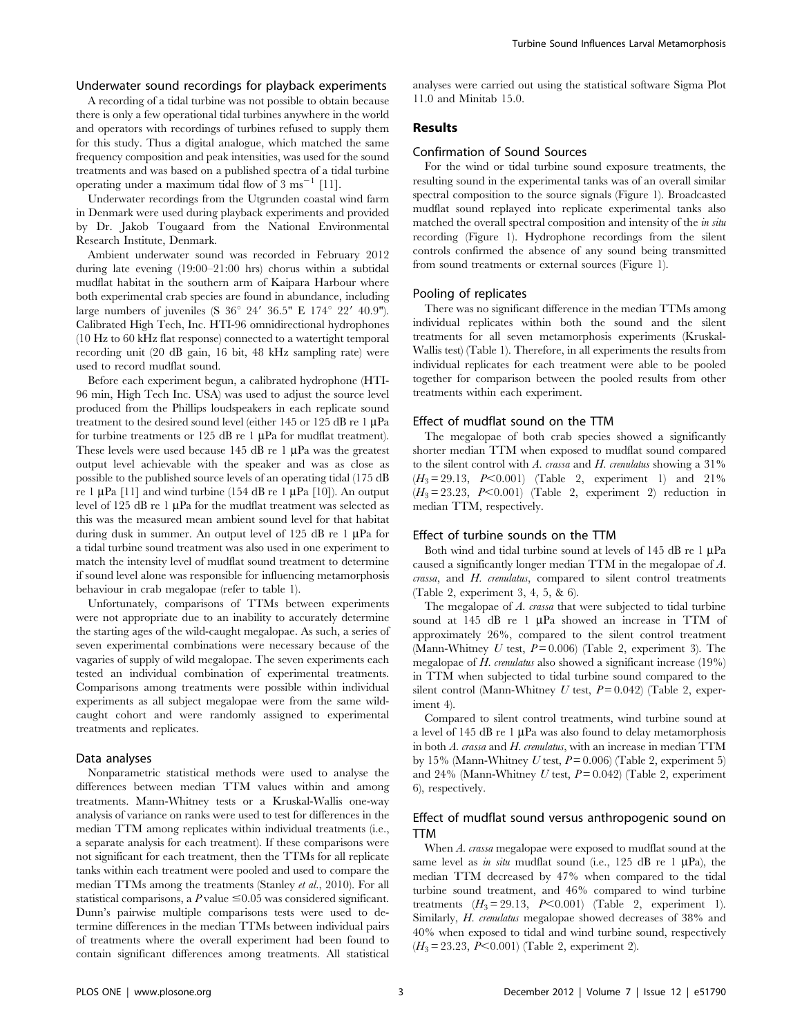### Underwater sound recordings for playback experiments

A recording of a tidal turbine was not possible to obtain because there is only a few operational tidal turbines anywhere in the world and operators with recordings of turbines refused to supply them for this study. Thus a digital analogue, which matched the same frequency composition and peak intensities, was used for the sound treatments and was based on a published spectra of a tidal turbine operating under a maximum tidal flow of 3 $ms^{-1}$ [11].

Underwater recordings from the Utgrunden coastal wind farm in Denmark were used during playback experiments and provided by Dr. Jakob Tougaard from the National Environmental Research Institute, Denmark.

Ambient underwater sound was recorded in February 2012 during late evening (19:00–21:00 hrs) chorus within a subtidal mudflat habitat in the southern arm of Kaipara Harbour where both experimental crab species are found in abundance, including large numbers of juveniles (S 36° 24′ 36.5" E 174° 22′ 40.9"). Calibrated High Tech, Inc. HTI-96 omnidirectional hydrophones (10 Hz to 60 kHz flat response) connected to a watertight temporal recording unit (20 dB gain, 16 bit, 48 kHz sampling rate) were used to record mudflat sound.

Before each experiment begun, a calibrated hydrophone (HTI-96 min, High Tech Inc. USA) was used to adjust the source level produced from the Phillips loudspeakers in each replicate sound treatment to the desired sound level (either 145 or 125 dB re 1 µPa for turbine treatments or 125 dB re 1 µPa for mudflat treatment). These levels were used because 145 dB re 1 µPa was the greatest output level achievable with the speaker and was as close as possible to the published source levels of an operating tidal (175 dB re 1 µPa [11] and wind turbine (154 dB re 1 µPa [10]). An output level of 125 dB re 1 µPa for the mudflat treatment was selected as this was the measured mean ambient sound level for that habitat during dusk in summer. An output level of 125 dB re 1 µPa for a tidal turbine sound treatment was also used in one experiment to match the intensity level of mudflat sound treatment to determine if sound level alone was responsible for influencing metamorphosis behaviour in crab megalopae (refer to table 1).

Unfortunately, comparisons of TTMs between experiments were not appropriate due to an inability to accurately determine the starting ages of the wild-caught megalopae. As such, a series of seven experimental combinations were necessary because of the vagaries of supply of wild megalopae. The seven experiments each tested an individual combination of experimental treatments. Comparisons among treatments were possible within individual experiments as all subject megalopae were from the same wild-caught cohort and were randomly assigned to experimental treatments and replicates.

### Data analyses

Nonparametric statistical methods were used to analyse the differences between median TTM values within and among treatments. Mann-Whitney tests or a Kruskal-Wallis one-way analysis of variance on ranks were used to test for differences in the median TTM among replicates within individual treatments (i.e., a separate analysis for each treatment). If these comparisons were not significant for each treatment, then the TTMs for all replicate tanks within each treatment were pooled and used to compare the median TTMs among the treatments (Stanley *et al*., 2010). For all statistical comparisons, a $P$ value $\leq 0.05$ was considered significant. Dunn's pairwise multiple comparisons tests were used to determine differences in the median TTMs between individual pairs of treatments where the overall experiment had been found to contain significant differences among treatments. All statistical analyses were carried out using the statistical software Sigma Plot 11.0 and Minitab 15.0.

## Results

### Confirmation of Sound Sources

For the wind or tidal turbine sound exposure treatments, the resulting sound in the experimental tanks was of an overall similar spectral composition to the source signals (Figure 1). Broadcasted mudflat sound replayed into replicate experimental tanks also matched the overall spectral composition and intensity of the *in situ* recording (Figure 1). Hydrophone recordings from the silent controls confirmed the absence of any sound being transmitted from sound treatments or external sources (Figure 1).

### Pooling of replicates

There was no significant difference in the median TTMs among individual replicates within both the sound and the silent treatments for all seven metamorphosis experiments (Kruskal-Wallis test) (Table 1). Therefore, in all experiments the results from individual replicates for each treatment were able to be pooled together for comparison between the pooled results from other treatments within each experiment.

### Effect of mudflat sound on the TTM

The megalopae of both crab species showed a significantly shorter median TTM when exposed to mudflat sound compared to the silent control with *A. crassa* and *H. crenulatus* showing a 31% ($H_3 = 29.13$, $P<0.001$) (Table 2, experiment 1) and 21% ($H_3 = 23.23$, $P<0.001$) (Table 2, experiment 2) reduction in median TTM, respectively.

### Effect of turbine sounds on the TTM

Both wind and tidal turbine sound at levels of 145 dB re 1 µPa caused a significantly longer median TTM in the megalopae of *A. crassa*, and *H. crenulatus*, compared to silent control treatments (Table 2, experiment 3, 4, 5, & 6).

The megalopae of *A. crassa* that were subjected to tidal turbine sound at 145 dB re 1 µPa showed an increase in TTM of approximately 26%, compared to the silent control treatment (Mann-Whitney $U$ test, $P = 0.006$) (Table 2, experiment 3). The megalopae of *H. crenulatus* also showed a significant increase (19%) in TTM when subjected to tidal turbine sound compared to the silent control (Mann-Whitney $U$ test, $P = 0.042$) (Table 2, experiment 4).

Compared to silent control treatments, wind turbine sound at a level of 145 dB re 1 µPa was also found to delay metamorphosis in both *A. crassa* and *H. crenulatus*, with an increase in median TTM by 15% (Mann-Whitney $U$ test, $P = 0.006$) (Table 2, experiment 5) and 24% (Mann-Whitney $U$ test, $P = 0.042$) (Table 2, experiment 6), respectively.

### Effect of mudflat sound versus anthropogenic sound on TTM

When *A. crassa* megalopae were exposed to mudflat sound at the same level as *in situ* mudflat sound (i.e., 125 dB re 1 µPa), the median TTM decreased by 47% when compared to the tidal turbine sound treatment, and 46% compared to wind turbine treatments ($H_3 = 29.13$, $P<0.001$) (Table 2, experiment 1). Similarly, *H. crenulatus* megalopae showed decreases of 38% and 40% when exposed to tidal and wind turbine sound, respectively ($H_3 = 23.23$, $P<0.001$) (Table 2, experiment 2).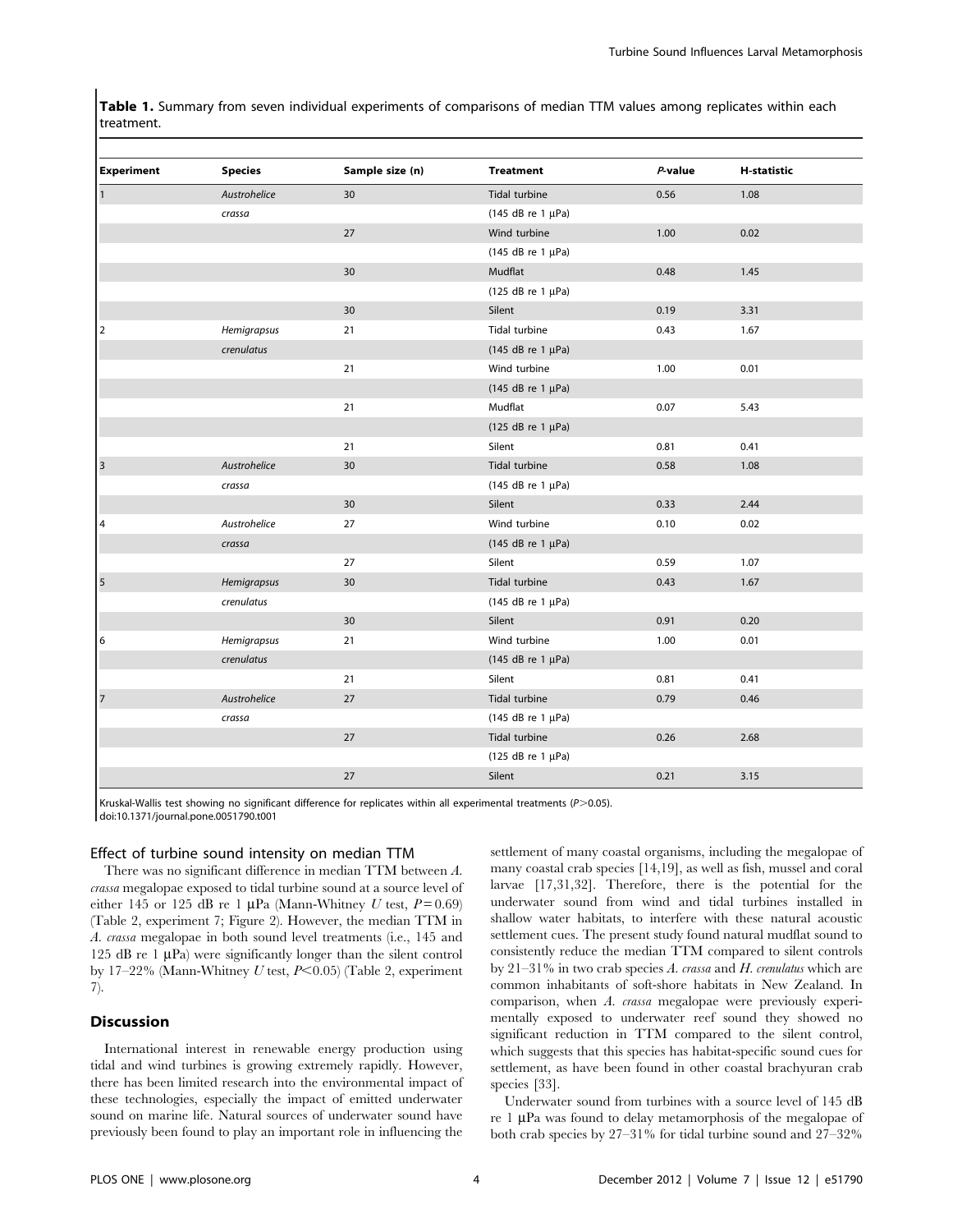**Table 1.** Summary from seven individual experiments of comparisons of median TTM values among replicates within each treatment.

| Experiment | Species | Sample size (n) | Treatment | *P*-value | H-statistic |
|---|---|---|---|---|---|
| 1 | *Austrohelice crassa* | 30 | Tidal turbine (145 dB re 1 μPa) | 0.56 | 1.08 |
| | | 27 | Wind turbine (145 dB re 1 μPa) | 1.00 | 0.02 |
| | | 30 | Mudflat (125 dB re 1 μPa) | 0.48 | 1.45 |
| | | 30 | Silent | 0.19 | 3.31 |
| 2 | *Hemigrapsus crenulatus* | 21 | Tidal turbine (145 dB re 1 μPa) | 0.43 | 1.67 |
| | | 21 | Wind turbine (145 dB re 1 μPa) | 1.00 | 0.01 |
| | | 21 | Mudflat (125 dB re 1 μPa) | 0.07 | 5.43 |
| | | 21 | Silent | 0.81 | 0.41 |
| 3 | *Austrohelice crassa* | 30 | Tidal turbine (145 dB re 1 μPa) | 0.58 | 1.08 |
| | | 30 | Silent | 0.33 | 2.44 |
| 4 | *Austrohelice crassa* | 27 | Wind turbine (145 dB re 1 μPa) | 0.10 | 0.02 |
| | | 27 | Silent | 0.59 | 1.07 |
| 5 | *Hemigrapsus crenulatus* | 30 | Tidal turbine (145 dB re 1 μPa) | 0.43 | 1.67 |
| | | 30 | Silent | 0.91 | 0.20 |
| 6 | *Hemigrapsus crenulatus* | 21 | Wind turbine (145 dB re 1 μPa) | 1.00 | 0.01 |
| | | 21 | Silent | 0.81 | 0.41 |
| 7 | *Austrohelice crassa* | 27 | Tidal turbine (145 dB re 1 μPa) | 0.79 | 0.46 |
| | | 27 | Tidal turbine (125 dB re 1 μPa) | 0.26 | 2.68 |
| | | 27 | Silent | 0.21 | 3.15 |

Kruskal-Wallis test showing no significant difference for replicates within all experimental treatments ($P > 0.05$).
doi:10.1371/journal.pone.0051790.t001

### Effect of turbine sound intensity on median TTM

There was no significant difference in median TTM between *A. crassa* megalopae exposed to tidal turbine sound at a source level of either 145 or 125 dB re 1 μPa (Mann-Whitney *U* test, $P = 0.69$) (Table 2, experiment 7; Figure 2). However, the median TTM in *A. crassa* megalopae in both sound level treatments (i.e., 145 and 125 dB re 1 μPa) were significantly longer than the silent control by 17–22% (Mann-Whitney *U* test, $P < 0.05$) (Table 2, experiment 7).

## Discussion

International interest in renewable energy production using tidal and wind turbines is growing extremely rapidly. However, there has been limited research into the environmental impact of these technologies, especially the impact of emitted underwater sound on marine life. Natural sources of underwater sound have previously been found to play an important role in influencing the settlement of many coastal organisms, including the megalopae of many coastal crab species [14,19], as well as fish, mussel and coral larvae [17,31,32]. Therefore, there is the potential for the underwater sound from wind and tidal turbines installed in shallow water habitats, to interfere with these natural acoustic settlement cues. The present study found natural mudflat sound to consistently reduce the median TTM compared to silent controls by 21–31% in two crab species *A. crassa* and *H. crenulatus* which are common inhabitants of soft-shore habitats in New Zealand. In comparison, when *A. crassa* megalopae were previously experimentally exposed to underwater reef sound they showed no significant reduction in TTM compared to the silent control, which suggests that this species has habitat-specific sound cues for settlement, as have been found in other coastal brachyuran crab species [33].

Underwater sound from turbines with a source level of 145 dB re 1 μPa was found to delay metamorphosis of the megalopae of both crab species by 27–31% for tidal turbine sound and 27–32%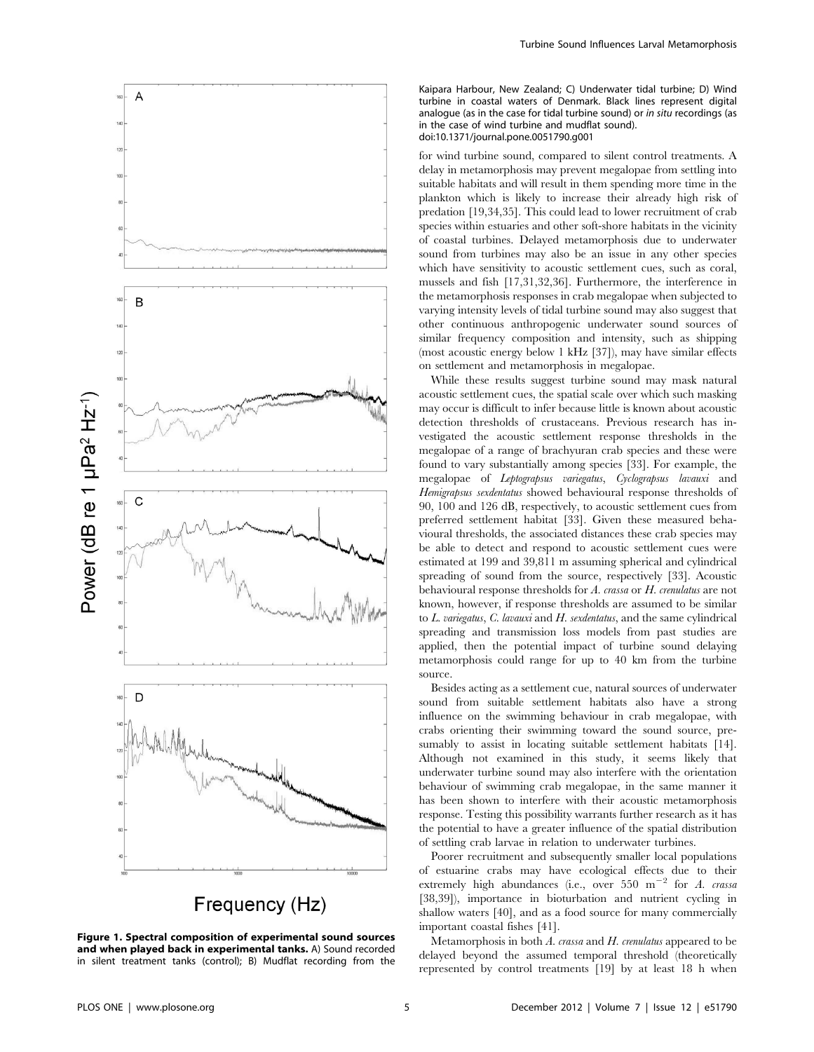Figure 1. Spectral composition of experimental sound sources and when played back in experimental tanks. A) Sound recorded in silent treatment tanks (control); B) Mudflat recording from the Kaipara Harbour, New Zealand; C) Underwater tidal turbine; D) Wind turbine in coastal waters of Denmark. Black lines represent digital analogue (as in the case for tidal turbine sound) or *in situ* recordings (as in the case of wind turbine and mudflat sound).
doi:10.1371/journal.pone.0051790.g001

for wind turbine sound, compared to silent control treatments. A delay in metamorphosis may prevent megalopae from settling into suitable habitats and will result in them spending more time in the plankton which is likely to increase their already high risk of predation [19,34,35]. This could lead to lower recruitment of crab species within estuaries and other soft-shore habitats in the vicinity of coastal turbines. Delayed metamorphosis due to underwater sound from turbines may also be an issue in any other species which have sensitivity to acoustic settlement cues, such as coral, mussels and fish [17,31,32,36]. Furthermore, the interference in the metamorphosis responses in crab megalopae when subjected to varying intensity levels of tidal turbine sound may also suggest that other continuous anthropogenic underwater sound sources of similar frequency composition and intensity, such as shipping (most acoustic energy below 1 kHz [37]), may have similar effects on settlement and metamorphosis in megalopae.

While these results suggest turbine sound may mask natural acoustic settlement cues, the spatial scale over which such masking may occur is difficult to infer because little is known about acoustic detection thresholds of crustaceans. Previous research has investigated the acoustic settlement response thresholds in the megalopae of a range of brachyuran crab species and these were found to vary substantially among species [33]. For example, the megalopae of *Leptograpsus variegatus*, *Cyclograpsus lavauxi* and *Hemigrapsus sexdentatus* showed behavioural response thresholds of 90, 100 and 126 dB, respectively, to acoustic settlement cues from preferred settlement habitat [33]. Given these measured behavioural thresholds, the associated distances these crab species may be able to detect and respond to acoustic settlement cues were estimated at 199 and 39,811 m assuming spherical and cylindrical spreading of sound from the source, respectively [33]. Acoustic behavioural response thresholds for *A. crassa* or *H. crenulatus* are not known, however, if response thresholds are assumed to be similar to *L. variegatus*, *C. lavauxi* and *H. sexdentatus*, and the same cylindrical spreading and transmission loss models from past studies are applied, then the potential impact of turbine sound delaying metamorphosis could range for up to 40 km from the turbine source.

Besides acting as a settlement cue, natural sources of underwater sound from suitable settlement habitats also have a strong influence on the swimming behaviour in crab megalopae, with crabs orienting their swimming toward the sound source, presumably to assist in locating suitable settlement habitats [14]. Although not examined in this study, it seems likely that underwater turbine sound may also interfere with the orientation behaviour of swimming crab megalopae, in the same manner it has been shown to interfere with their acoustic metamorphosis response. Testing this possibility warrants further research as it has the potential to have a greater influence of the spatial distribution of settling crab larvae in relation to underwater turbines.

Poorer recruitment and subsequently smaller local populations of estuarine crabs may have ecological effects due to their extremely high abundances (i.e., over 550 $m^{-2}$ for *A. crassa* [38,39]), importance in bioturbation and nutrient cycling in shallow waters [40], and as a food source for many commercially important coastal fishes [41].

Metamorphosis in both *A. crassa* and *H. crenulatus* appeared to be delayed beyond the assumed temporal threshold (theoretically represented by control treatments [19] by at least 18 h when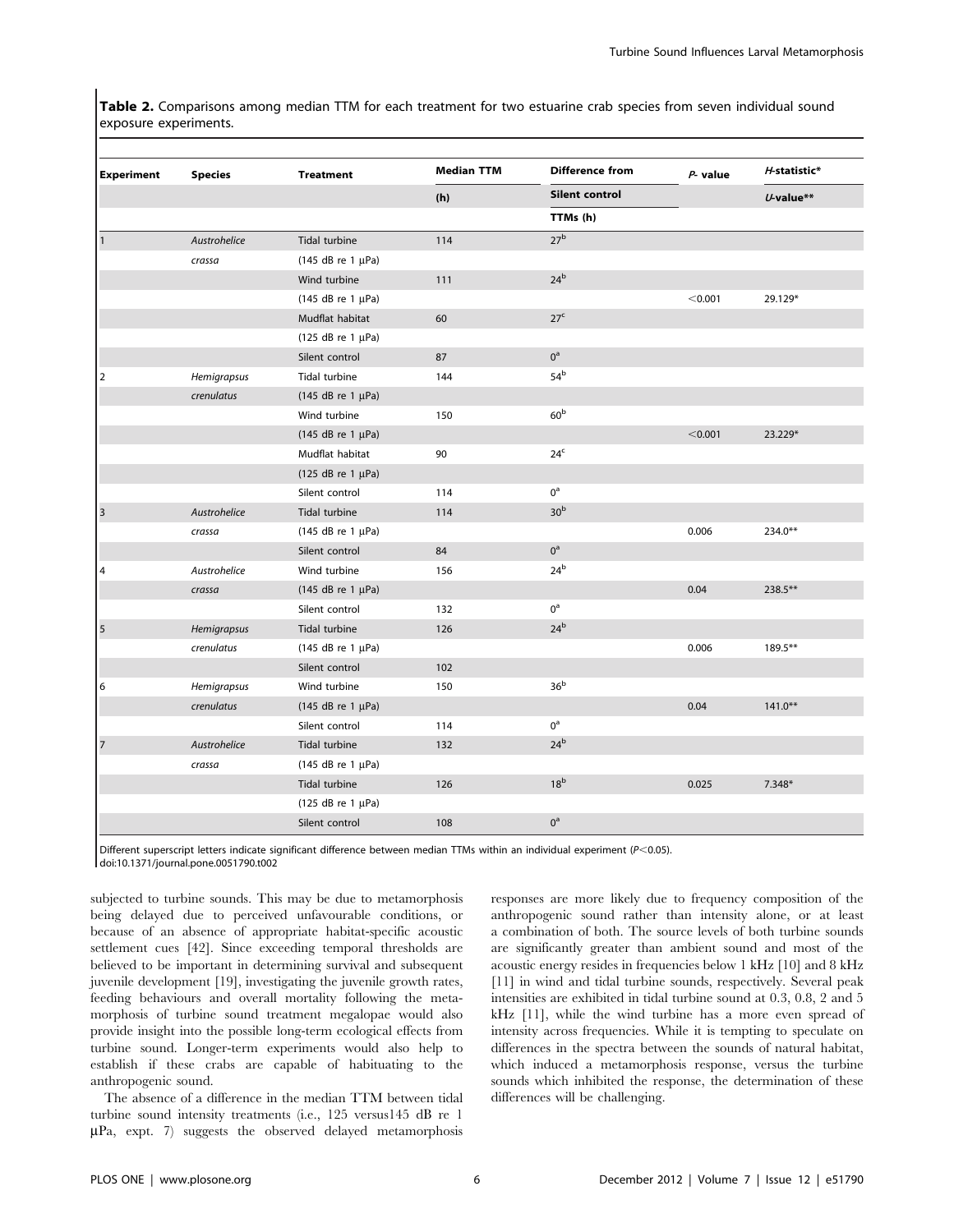**Table 2.** Comparisons among median TTM for each treatment for two estuarine crab species from seven individual sound exposure experiments.

| Experiment | Species | Treatment | Median TTM (h) | Difference from Silent control TTMs (h) | *P*- value | *H*-statistic* *U*-value** |
|---|---|---|---|---|---|---|
| 1 | *Austrohelice crassa* | Tidal turbine (145 dB re 1 µPa) | 114 | 27[b] | | |
| | | Wind turbine (145 dB re 1 µPa) | 111 | 24[b] | <0.001 | 29.129* |
| | | Mudflat habitat (125 dB re 1 µPa) | 60 | 27[c] | | |
| | | Silent control | 87 | 0[a] | | |
| 2 | *Hemigrapsus crenulatus* | Tidal turbine (145 dB re 1 µPa) | 144 | 54[b] | | |
| | | Wind turbine (145 dB re 1 µPa) | 150 | 60[b] | <0.001 | 23.229* |
| | | Mudflat habitat (125 dB re 1 µPa) | 90 | 24[c] | | |
| | | Silent control | 114 | 0[a] | | |
| 3 | *Austrohelice crassa* | Tidal turbine (145 dB re 1 µPa) | 114 | 30[b] | 0.006 | 234.0** |
| | | Silent control | 84 | 0[a] | | |
| 4 | *Austrohelice crassa* | Wind turbine (145 dB re 1 µPa) | 156 | 24[b] | 0.04 | 238.5** |
| | | Silent control | 132 | 0[a] | | |
| 5 | *Hemigrapsus crenulatus* | Tidal turbine (145 dB re 1 µPa) | 126 | 24[b] | 0.006 | 189.5** |
| | | Silent control | 102 | | | |
| 6 | *Hemigrapsus crenulatus* | Wind turbine (145 dB re 1 µPa) | 150 | 36[b] | 0.04 | 141.0** |
| | | Silent control | 114 | 0[a] | | |
| 7 | *Austrohelice crassa* | Tidal turbine (145 dB re 1 µPa) | 132 | 24[b] | | |
| | | Tidal turbine (125 dB re 1 µPa) | 126 | 18[b] | 0.025 | 7.348* |
| | | Silent control | 108 | 0[a] | | |

Different superscript letters indicate significant difference between median TTMs within an individual experiment ($P<0.05$).
doi:10.1371/journal.pone.0051790.t002

subjected to turbine sounds. This may be due to metamorphosis being delayed due to perceived unfavourable conditions, or because of an absence of appropriate habitat-specific acoustic settlement cues [42]. Since exceeding temporal thresholds are believed to be important in determining survival and subsequent juvenile development [19], investigating the juvenile growth rates, feeding behaviours and overall mortality following the metamorphosis of turbine sound treatment megalopae would also provide insight into the possible long-term ecological effects from turbine sound. Longer-term experiments would also help to establish if these crabs are capable of habituating to the anthropogenic sound.

The absence of a difference in the median TTM between tidal turbine sound intensity treatments (i.e., 125 versus145 dB re 1 µPa, expt. 7) suggests the observed delayed metamorphosis responses are more likely due to frequency composition of the anthropogenic sound rather than intensity alone, or at least a combination of both. The source levels of both turbine sounds are significantly greater than ambient sound and most of the acoustic energy resides in frequencies below 1 kHz [10] and 8 kHz [11] in wind and tidal turbine sounds, respectively. Several peak intensities are exhibited in tidal turbine sound at 0.3, 0.8, 2 and 5 kHz [11], while the wind turbine has a more even spread of intensity across frequencies. While it is tempting to speculate on differences in the spectra between the sounds of natural habitat, which induced a metamorphosis response, versus the turbine sounds which inhibited the response, the determination of these differences will be challenging.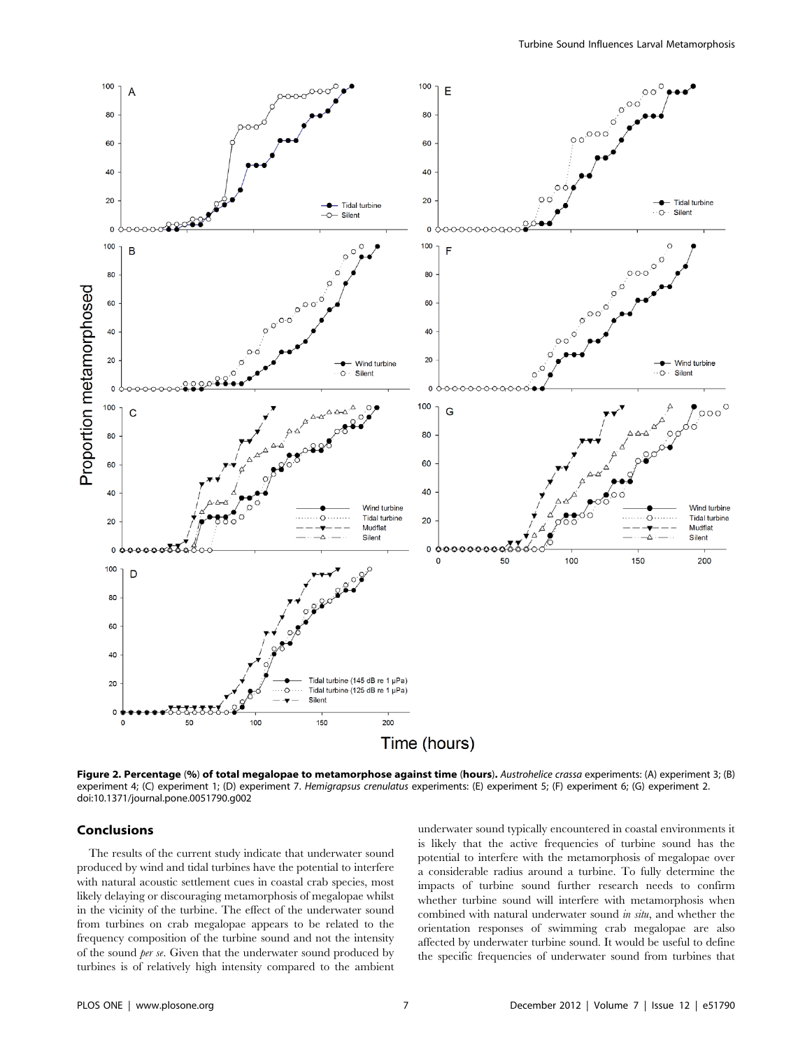**Figure 2. Percentage (%) of total megalopae to metamorphose against time (hours).** *Austrohelice crassa* experiments: (A) experiment 3; (B) experiment 4; (C) experiment 1; (D) experiment 7. *Hemigrapsus crenulatus* experiments: (E) experiment 5; (F) experiment 6; (G) experiment 2.
doi:10.1371/journal.pone.0051790.g002

## Conclusions

The results of the current study indicate that underwater sound produced by wind and tidal turbines have the potential to interfere with natural acoustic settlement cues in coastal crab species, most likely delaying or discouraging metamorphosis of megalopae whilst in the vicinity of the turbine. The effect of the underwater sound from turbines on crab megalopae appears to be related to the frequency composition of the turbine sound and not the intensity of the sound *per se*. Given that the underwater sound produced by turbines is of relatively high intensity compared to the ambient underwater sound typically encountered in coastal environments it is likely that the active frequencies of turbine sound has the potential to interfere with the metamorphosis of megalopae over a considerable radius around a turbine. To fully determine the impacts of turbine sound further research needs to confirm whether turbine sound will interfere with metamorphosis when combined with natural underwater sound *in situ*, and whether the orientation responses of swimming crab megalopae are also affected by underwater turbine sound. It would be useful to define the specific frequencies of underwater sound from turbines that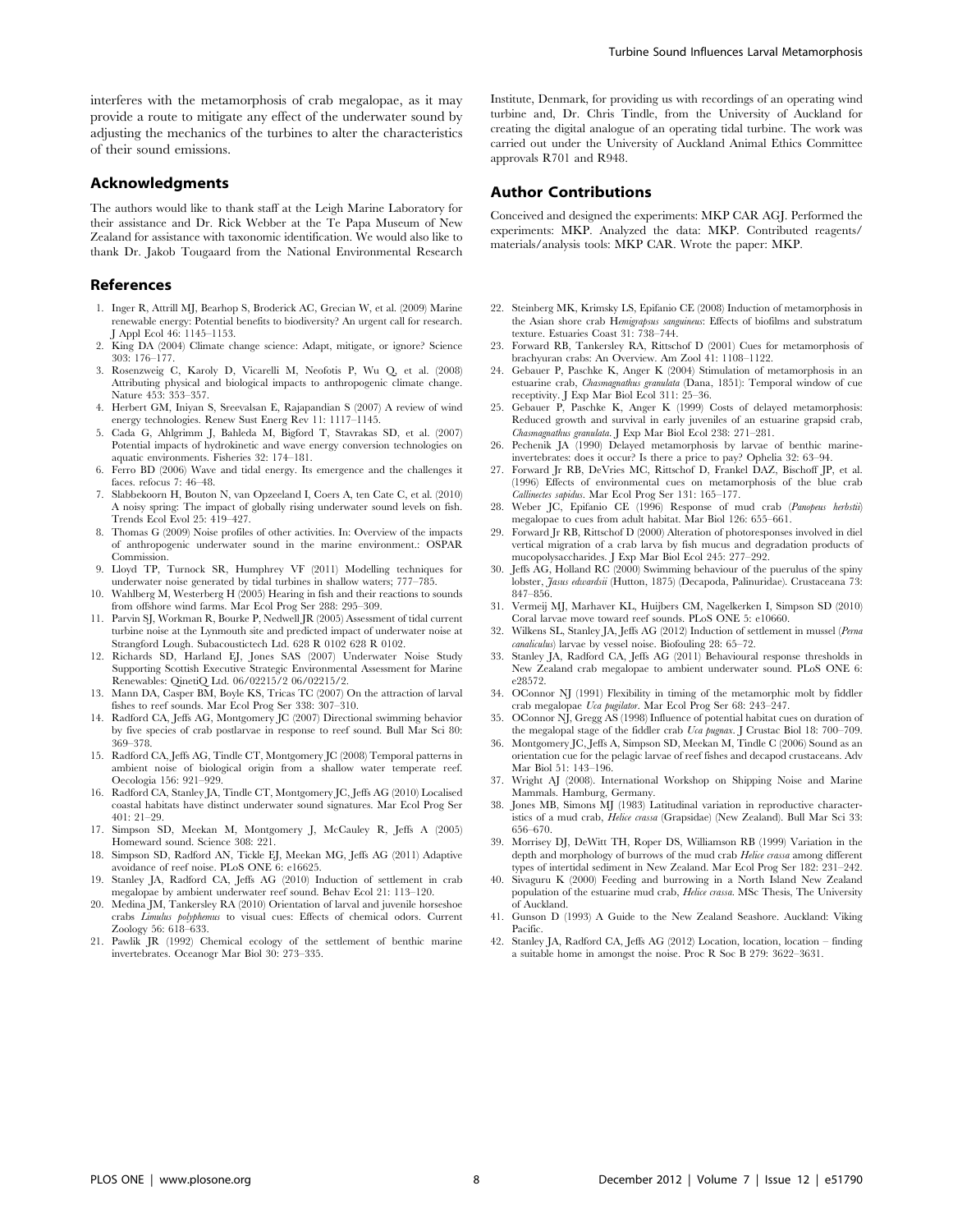interferes with the metamorphosis of crab megalopae, as it may provide a route to mitigate any effect of the underwater sound by adjusting the mechanics of the turbines to alter the characteristics of their sound emissions.

## Acknowledgments

The authors would like to thank staff at the Leigh Marine Laboratory for their assistance and Dr. Rick Webber at the Te Papa Museum of New Zealand for assistance with taxonomic identification. We would also like to thank Dr. Jakob Tougaard from the National Environmental Research Institute, Denmark, for providing us with recordings of an operating wind turbine and, Dr. Chris Tindle, from the University of Auckland for creating the digital analogue of an operating tidal turbine. The work was carried out under the University of Auckland Animal Ethics Committee approvals R701 and R948.

## Author Contributions

Conceived and designed the experiments: MKP CAR AGJ. Performed the experiments: MKP. Analyzed the data: MKP. Contributed reagents/materials/analysis tools: MKP CAR. Wrote the paper: MKP.

## References

1. Inger R, Attrill MJ, Bearhop S, Broderick AC, Grecian W, et al. (2009) Marine renewable energy: Potential benefits to biodiversity? An urgent call for research. J Appl Ecol 46: 1145–1153.
2. King DA (2004) Climate change science: Adapt, mitigate, or ignore? Science 303: 176–177.
3. Rosenzweig C, Karoly D, Vicarelli M, Neofotis P, Wu Q, et al. (2008) Attributing physical and biological impacts to anthropogenic climate change. Nature 453: 353–357.
4. Herbert GM, Iniyan S, Sreevalsan E, Rajapandian S (2007) A review of wind energy technologies. Renew Sust Energ Rev 11: 1117–1145.
5. Cada G, Ahlgrimm J, Bahleda M, Bigford T, Stavrakas SD, et al. (2007) Potential impacts of hydrokinetic and wave energy conversion technologies on aquatic environments. Fisheries 32: 174–181.
6. Ferro BD (2006) Wave and tidal energy. Its emergence and the challenges it faces. refocus 7: 46–48.
7. Slabbekoorn H, Bouton N, van Opzeeland I, Coers A, ten Cate C, et al. (2010) A noisy spring: The impact of globally rising underwater sound levels on fish. Trends Ecol Evol 25: 419–427.
8. Thomas G (2009) Noise profiles of other activities. In: Overview of the impacts of anthropogenic underwater sound in the marine environment.: OSPAR Commission.
9. Lloyd TP, Turnock SR, Humphrey VF (2011) Modelling techniques for underwater noise generated by tidal turbines in shallow waters; 777–785.
10. Wahlberg M, Westerberg H (2005) Hearing in fish and their reactions to sounds from offshore wind farms. Mar Ecol Prog Ser 288: 295–309.
11. Parvin SJ, Workman R, Bourke P, Nedwell JR (2005) Assessment of tidal current turbine noise at the Lynmouth site and predicted impact of underwater noise at Strangford Lough. Subacoustictech Ltd. 628 R 0102 628 R 0102.
12. Richards SD, Harland EJ, Jones SAS (2007) Underwater Noise Study Supporting Scottish Executive Strategic Environmental Assessment for Marine Renewables: QinetiQ Ltd. 06/02215/2 06/02215/2.
13. Mann DA, Casper BM, Boyle KS, Tricas TC (2007) On the attraction of larval fishes to reef sounds. Mar Ecol Prog Ser 338: 307–310.
14. Radford CA, Jeffs AG, Montgomery JC (2007) Directional swimming behavior by five species of crab postlarvae in response to reef sound. Bull Mar Sci 80: 369–378.
15. Radford CA, Jeffs AG, Tindle CT, Montgomery JC (2008) Temporal patterns in ambient noise of biological origin from a shallow water temperate reef. Oecologia 156: 921–929.
16. Radford CA, Stanley JA, Tindle CT, Montgomery JC, Jeffs AG (2010) Localised coastal habitats have distinct underwater sound signatures. Mar Ecol Prog Ser 401: 21–29.
17. Simpson SD, Meekan M, Montgomery J, McCauley R, Jeffs A (2005) Homeward sound. Science 308: 221.
18. Simpson SD, Radford AN, Tickle EJ, Meekan MG, Jeffs AG (2011) Adaptive avoidance of reef noise. PLoS ONE 6: e16625.
19. Stanley JA, Radford CA, Jeffs AG (2010) Induction of settlement in crab megalopae by ambient underwater reef sound. Behav Ecol 21: 113–120.
20. Medina JM, Tankersley RA (2010) Orientation of larval and juvenile horseshoe crabs *Limulus polyphemus* to visual cues: Effects of chemical odors. Current Zoology 56: 618–633.
21. Pawlik JR (1992) Chemical ecology of the settlement of benthic marine invertebrates. Oceanogr Mar Biol 30: 273–335.
22. Steinberg MK, Krimsky LS, Epifanio CE (2008) Induction of metamorphosis in the Asian shore crab *Hemigrapsus sanguineus*: Effects of biofilms and substratum texture. Estuaries Coast 31: 738–744.
23. Forward RB, Tankersley RA, Rittschof D (2001) Cues for metamorphosis of brachyuran crabs: An Overview. Am Zool 41: 1108–1122.
24. Gebauer P, Paschke K, Anger K (2004) Stimulation of metamorphosis in an estuarine crab, *Chasmagnathus granulata* (Dana, 1851): Temporal window of cue receptivity. J Exp Mar Biol Ecol 311: 25–36.
25. Gebauer P, Paschke K, Anger K (1999) Costs of delayed metamorphosis: Reduced growth and survival in early juveniles of an estuarine grapsid crab, *Chasmagnathus granulata*. J Exp Mar Biol Ecol 238: 271–281.
26. Pechenik JA (1990) Delayed metamorphosis by larvae of benthic marine-invertebrates: does it occur? Is there a price to pay? Ophelia 32: 63–94.
27. Forward Jr RB, DeVries MC, Rittschof D, Frankel DAZ, Bischoff JP, et al. (1996) Effects of environmental cues on metamorphosis of the blue crab *Callinectes sapidus*. Mar Ecol Prog Ser 131: 165–177.
28. Weber JC, Epifanio CE (1996) Response of mud crab (*Panopeus herbstii*) megalopae to cues from adult habitat. Mar Biol 126: 655–661.
29. Forward Jr RB, Rittschof D (2000) Alteration of photoresponses involved in diel vertical migration of a crab larva by fish mucus and degradation products of mucopolysaccharides. J Exp Mar Biol Ecol 245: 277–292.
30. Jeffs AG, Holland RC (2000) Swimming behaviour of the puerulus of the spiny lobster, *Jasus edwardsii* (Hutton, 1875) (Decapoda, Palinuridae). Crustaceana 73: 847–856.
31. Vermeij MJ, Marhaver KL, Huijbers CM, Nagelkerken I, Simpson SD (2010) Coral larvae move toward reef sounds. PLoS ONE 5: e10660.
32. Wilkens SL, Stanley JA, Jeffs AG (2012) Induction of settlement in mussel (*Perna canaliculus*) larvae by vessel noise. Biofouling 28: 65–72.
33. Stanley JA, Radford CA, Jeffs AG (2011) Behavioural response thresholds in New Zealand crab megalopae to ambient underwater sound. PLoS ONE 6: e28572.
34. OConnor NJ (1991) Flexibility in timing of the metamorphic molt by fiddler crab megalopae *Uca pugilator*. Mar Ecol Prog Ser 68: 243–247.
35. OConnor NJ, Gregg AS (1998) Influence of potential habitat cues on duration of the megalopal stage of the fiddler crab *Uca pugnax*. J Crustac Biol 18: 700–709.
36. Montgomery JC, Jeffs A, Simpson SD, Meekan M, Tindle C (2006) Sound as an orientation cue for the pelagic larvae of reef fishes and decapod crustaceans. Adv Mar Biol 51: 143–196.
37. Wright AJ (2008). International Workshop on Shipping Noise and Marine Mammals. Hamburg, Germany.
38. Jones MB, Simons MJ (1983) Latitudinal variation in reproductive characteristics of a mud crab, *Helice crassa* (Grapsidae) (New Zealand). Bull Mar Sci 33: 656–670.
39. Morrisey DJ, DeWitt TH, Roper DS, Williamson RB (1999) Variation in the depth and morphology of burrows of the mud crab *Helice crassa* among different types of intertidal sediment in New Zealand. Mar Ecol Prog Ser 182: 231–242.
40. Sivaguru K (2000) Feeding and burrowing in a North Island New Zealand population of the estuarine mud crab, *Helice crassa*. MSc Thesis, The University of Auckland.
41. Gunson D (1993) A Guide to the New Zealand Seashore. Auckland: Viking Pacific.
42. Stanley JA, Radford CA, Jeffs AG (2012) Location, location, location – finding a suitable home in amongst the noise. Proc R Soc B 279: 3622–3631.